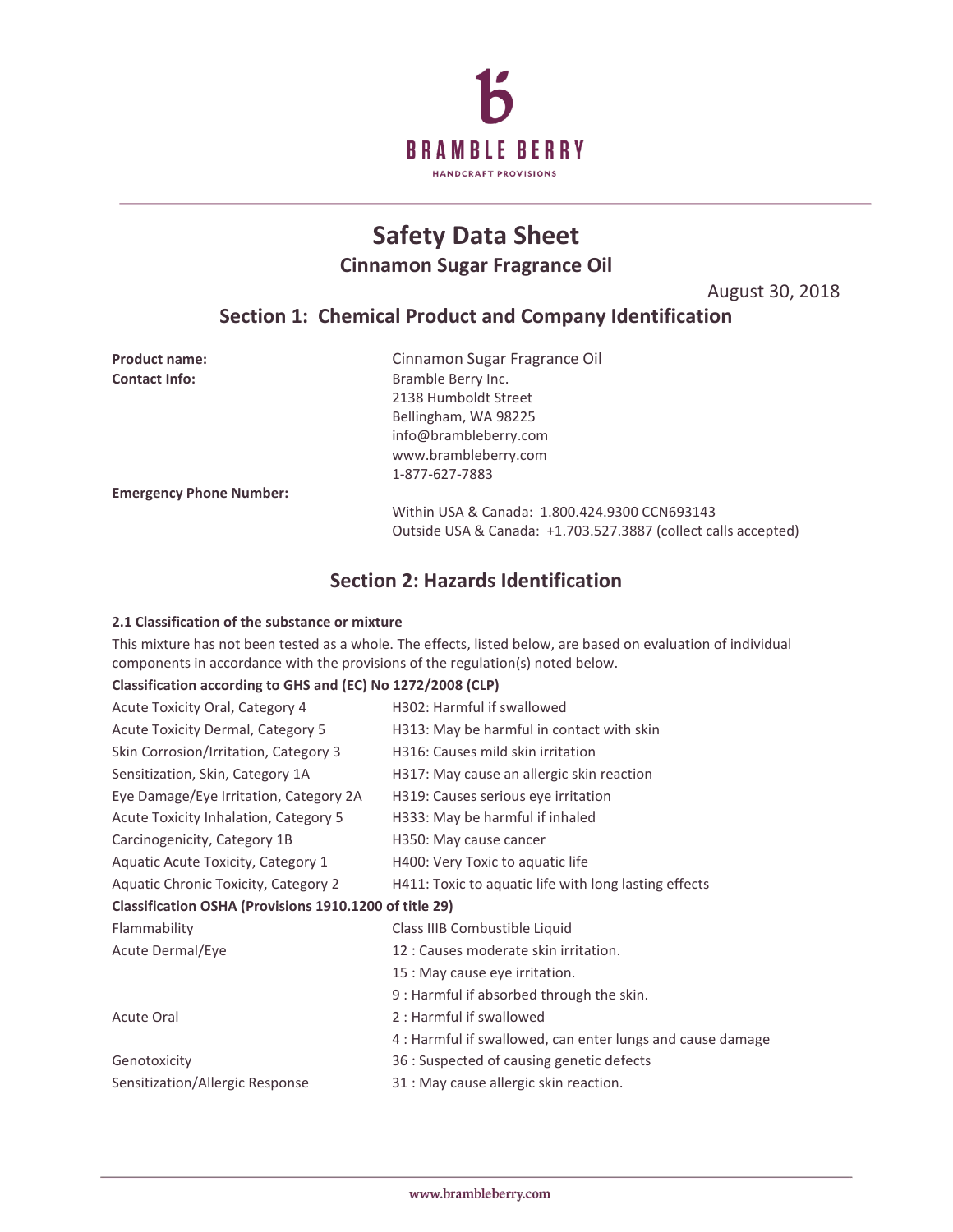BRAMBLE BERRY

HANDCRAFT PROVISIONS

# Safety Data Sheet

## Cinnamon Sugar Fragrance Oil

August 30, 2018

## Section 1: Chemical Product and Company Identification

| | |
|---|---|
| **Product name:** | Cinnamon Sugar Fragrance Oil |
| **Contact Info:** | Bramble Berry Inc.<br>2138 Humboldt Street<br>Bellingham, WA 98225<br>info@brambleberry.com<br>www.brambleberry.com<br>1-877-627-7883 |
| **Emergency Phone Number:** | Within USA & Canada: 1.800.424.9300 CCN693143<br>Outside USA & Canada: +1.703.527.3887 (collect calls accepted) |

## Section 2: Hazards Identification

### 2.1 Classification of the substance or mixture

This mixture has not been tested as a whole. The effects, listed below, are based on evaluation of individual components in accordance with the provisions of the regulation(s) noted below.

**Classification according to GHS and (EC) No 1272/2008 (CLP)**

| | |
|---|---|
| Acute Toxicity Oral, Category 4 | H302: Harmful if swallowed |
| Acute Toxicity Dermal, Category 5 | H313: May be harmful in contact with skin |
| Skin Corrosion/Irritation, Category 3 | H316: Causes mild skin irritation |
| Sensitization, Skin, Category 1A | H317: May cause an allergic skin reaction |
| Eye Damage/Eye Irritation, Category 2A | H319: Causes serious eye irritation |
| Acute Toxicity Inhalation, Category 5 | H333: May be harmful if inhaled |
| Carcinogenicity, Category 1B | H350: May cause cancer |
| Aquatic Acute Toxicity, Category 1 | H400: Very Toxic to aquatic life |
| Aquatic Chronic Toxicity, Category 2 | H411: Toxic to aquatic life with long lasting effects |

**Classification OSHA (Provisions 1910.1200 of title 29)**

| | |
|---|---|
| Flammability | Class IIIB Combustible Liquid |
| Acute Dermal/Eye | 12 : Causes moderate skin irritation. |
| | 15 : May cause eye irritation. |
| | 9 : Harmful if absorbed through the skin. |
| Acute Oral | 2 : Harmful if swallowed |
| | 4 : Harmful if swallowed, can enter lungs and cause damage |
| Genotoxicity | 36 : Suspected of causing genetic defects |
| Sensitization/Allergic Response | 31 : May cause allergic skin reaction. |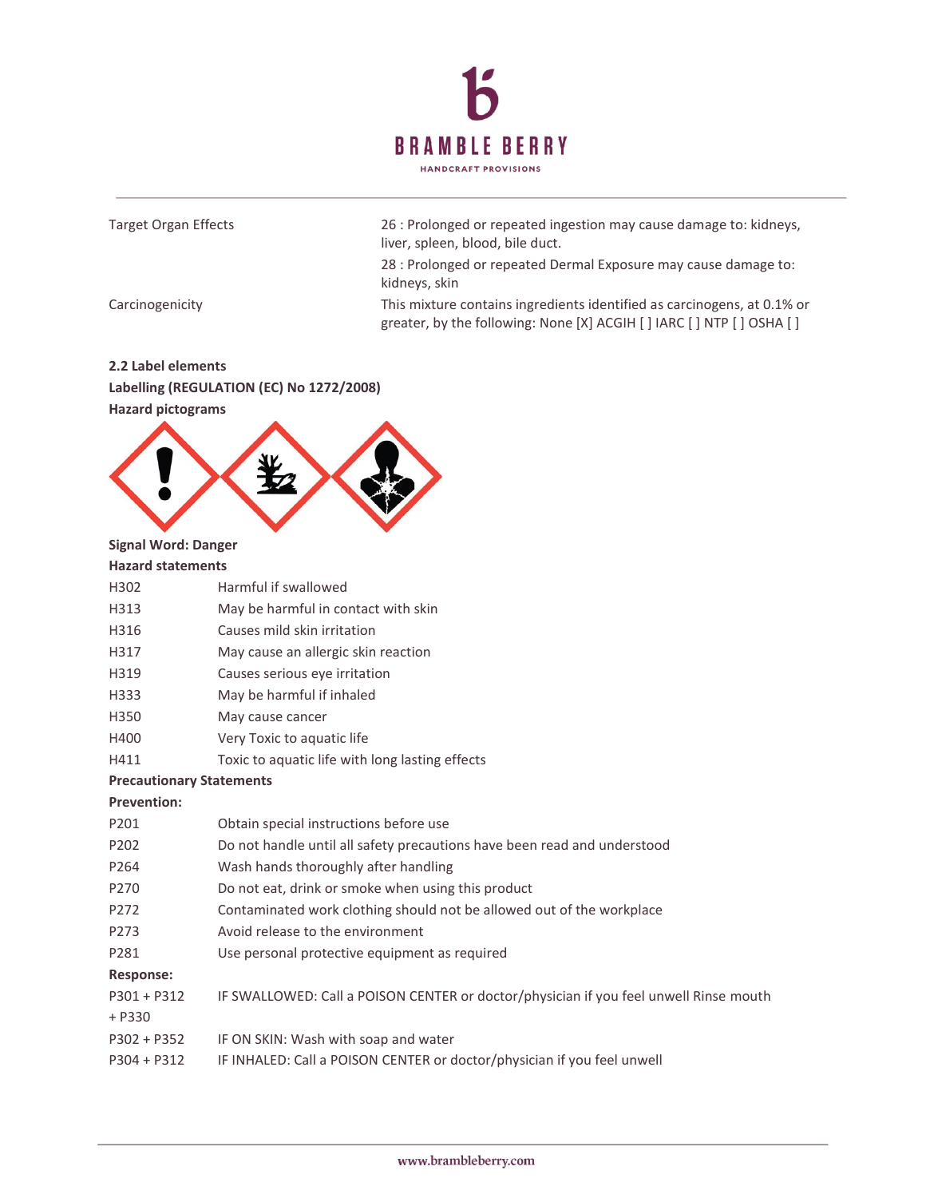| | |
|---|---|
| Target Organ Effects | 26 : Prolonged or repeated ingestion may cause damage to: kidneys, liver, spleen, blood, bile duct. |
| | 28 : Prolonged or repeated Dermal Exposure may cause damage to: kidneys, skin |
| Carcinogenicity | This mixture contains ingredients identified as carcinogens, at 0.1% or greater, by the following: None [X] ACGIH [ ] IARC [ ] NTP [ ] OSHA [ ] |

**2.2 Label elements**

**Labelling (REGULATION (EC) No 1272/2008)**

**Hazard pictograms**

**Signal Word: Danger**

**Hazard statements**

| | |
|---|---|
| H302 | Harmful if swallowed |
| H313 | May be harmful in contact with skin |
| H316 | Causes mild skin irritation |
| H317 | May cause an allergic skin reaction |
| H319 | Causes serious eye irritation |
| H333 | May be harmful if inhaled |
| H350 | May cause cancer |
| H400 | Very Toxic to aquatic life |
| H411 | Toxic to aquatic life with long lasting effects |

**Precautionary Statements**

**Prevention:**

| | |
|---|---|
| P201 | Obtain special instructions before use |
| P202 | Do not handle until all safety precautions have been read and understood |
| P264 | Wash hands thoroughly after handling |
| P270 | Do not eat, drink or smoke when using this product |
| P272 | Contaminated work clothing should not be allowed out of the workplace |
| P273 | Avoid release to the environment |
| P281 | Use personal protective equipment as required |

**Response:**

| | |
|---|---|
| P301 + P312 + P330 | IF SWALLOWED: Call a POISON CENTER or doctor/physician if you feel unwell Rinse mouth |
| P302 + P352 | IF ON SKIN: Wash with soap and water |
| P304 + P312 | IF INHALED: Call a POISON CENTER or doctor/physician if you feel unwell |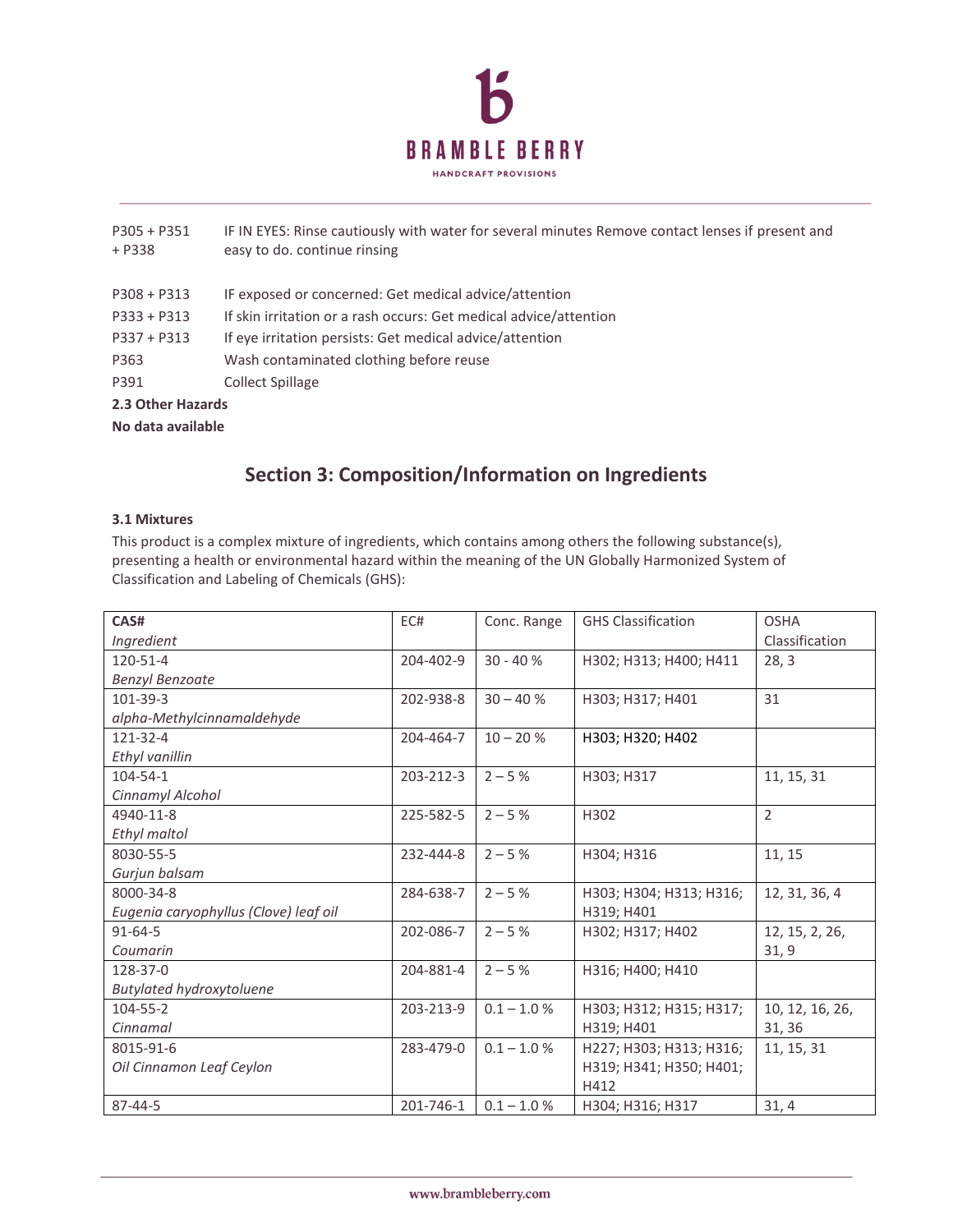| | |
|---|---|
| P305 + P351 + P338 | IF IN EYES: Rinse cautiously with water for several minutes Remove contact lenses if present and easy to do. continue rinsing |
| P308 + P313 | IF exposed or concerned: Get medical advice/attention |
| P333 + P313 | If skin irritation or a rash occurs: Get medical advice/attention |
| P337 + P313 | If eye irritation persists: Get medical advice/attention |
| P363 | Wash contaminated clothing before reuse |
| P391 | Collect Spillage |

**2.3 Other Hazards**

**No data available**

## Section 3: Composition/Information on Ingredients

**3.1 Mixtures**

This product is a complex mixture of ingredients, which contains among others the following substance(s), presenting a health or environmental hazard within the meaning of the UN Globally Harmonized System of Classification and Labeling of Chemicals (GHS):

| **CAS#** *Ingredient* | EC# | Conc. Range | GHS Classification | OSHA Classification |
|---|---|---|---|---|
| 120-51-4 *Benzyl Benzoate* | 204-402-9 | 30 - 40 % | H302; H313; H400; H411 | 28, 3 |
| 101-39-3 *alpha-Methylcinnamaldehyde* | 202-938-8 | 30 – 40 % | H303; H317; H401 | 31 |
| 121-32-4 *Ethyl vanillin* | 204-464-7 | 10 – 20 % | H303; H320; H402 | |
| 104-54-1 *Cinnamyl Alcohol* | 203-212-3 | 2 – 5 % | H303; H317 | 11, 15, 31 |
| 4940-11-8 *Ethyl maltol* | 225-582-5 | 2 – 5 % | H302 | 2 |
| 8030-55-5 *Gurjun balsam* | 232-444-8 | 2 – 5 % | H304; H316 | 11, 15 |
| 8000-34-8 *Eugenia caryophyllus (Clove) leaf oil* | 284-638-7 | 2 – 5 % | H303; H304; H313; H316; H319; H401 | 12, 31, 36, 4 |
| 91-64-5 *Coumarin* | 202-086-7 | 2 – 5 % | H302; H317; H402 | 12, 15, 2, 26, 31, 9 |
| 128-37-0 *Butylated hydroxytoluene* | 204-881-4 | 2 – 5 % | H316; H400; H410 | |
| 104-55-2 *Cinnamal* | 203-213-9 | 0.1 – 1.0 % | H303; H312; H315; H317; H319; H401 | 10, 12, 16, 26, 31, 36 |
| 8015-91-6 *Oil Cinnamon Leaf Ceylon* | 283-479-0 | 0.1 – 1.0 % | H227; H303; H313; H316; H319; H341; H350; H401; H412 | 11, 15, 31 |
| 87-44-5 | 201-746-1 | 0.1 – 1.0 % | H304; H316; H317 | 31, 4 |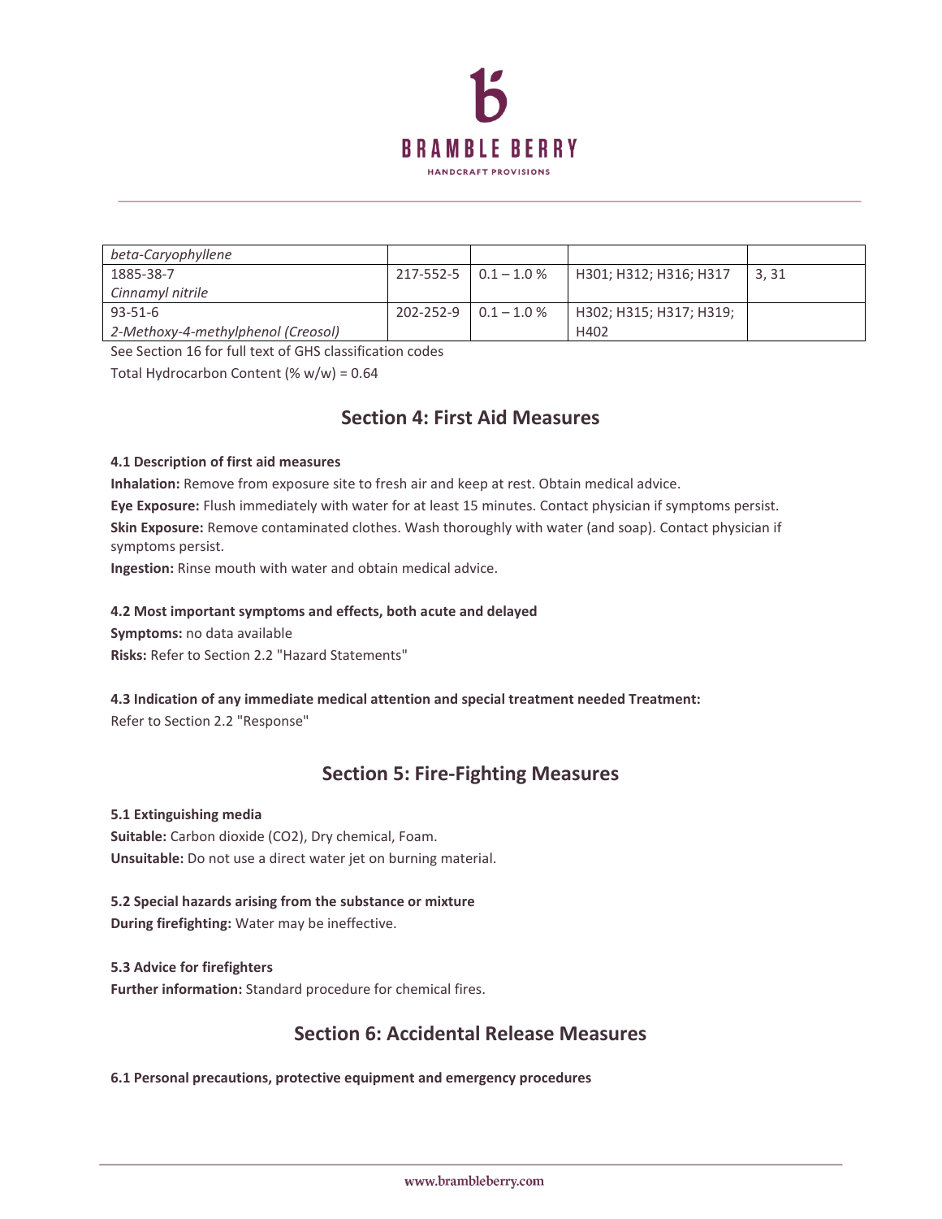| | | | | |
|---|---|---|---|---|
| *beta-Caryophyllene* | | | | |
| 1885-38-7<br>*Cinnamyl nitrile* | 217-552-5 | 0.1 – 1.0 % | H301; H312; H316; H317 | 3, 31 |
| 93-51-6<br>*2-Methoxy-4-methylphenol (Creosol)* | 202-252-9 | 0.1 – 1.0 % | H302; H315; H317; H319; H402 | |

See Section 16 for full text of GHS classification codes

Total Hydrocarbon Content (% w/w) = 0.64

## Section 4: First Aid Measures

**4.1 Description of first aid measures**

**Inhalation:** Remove from exposure site to fresh air and keep at rest. Obtain medical advice.

**Eye Exposure:** Flush immediately with water for at least 15 minutes. Contact physician if symptoms persist.

**Skin Exposure:** Remove contaminated clothes. Wash thoroughly with water (and soap). Contact physician if symptoms persist.

**Ingestion:** Rinse mouth with water and obtain medical advice.

**4.2 Most important symptoms and effects, both acute and delayed**

**Symptoms:** no data available

**Risks:** Refer to Section 2.2 "Hazard Statements"

**4.3 Indication of any immediate medical attention and special treatment needed Treatment:**

Refer to Section 2.2 "Response"

## Section 5: Fire-Fighting Measures

**5.1 Extinguishing media**

**Suitable:** Carbon dioxide (CO2), Dry chemical, Foam.

**Unsuitable:** Do not use a direct water jet on burning material.

**5.2 Special hazards arising from the substance or mixture**

**During firefighting:** Water may be ineffective.

**5.3 Advice for firefighters**

**Further information:** Standard procedure for chemical fires.

## Section 6: Accidental Release Measures

**6.1 Personal precautions, protective equipment and emergency procedures**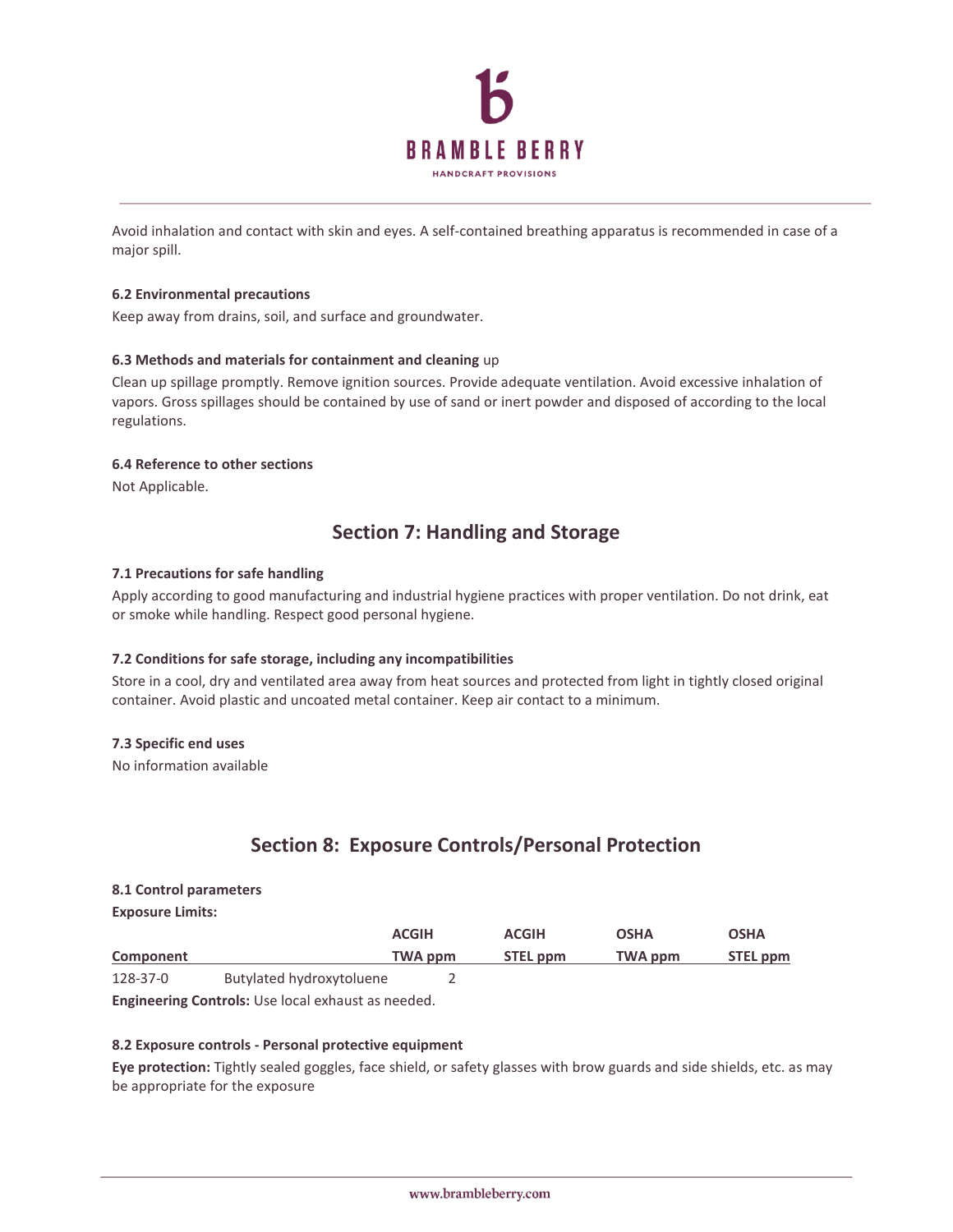Avoid inhalation and contact with skin and eyes. A self-contained breathing apparatus is recommended in case of a major spill.

**6.2 Environmental precautions**

Keep away from drains, soil, and surface and groundwater.

**6.3 Methods and materials for containment and cleaning** up

Clean up spillage promptly. Remove ignition sources. Provide adequate ventilation. Avoid excessive inhalation of vapors. Gross spillages should be contained by use of sand or inert powder and disposed of according to the local regulations.

**6.4 Reference to other sections**

Not Applicable.

## Section 7: Handling and Storage

**7.1 Precautions for safe handling**

Apply according to good manufacturing and industrial hygiene practices with proper ventilation. Do not drink, eat or smoke while handling. Respect good personal hygiene.

**7.2 Conditions for safe storage, including any incompatibilities**

Store in a cool, dry and ventilated area away from heat sources and protected from light in tightly closed original container. Avoid plastic and uncoated metal container. Keep air contact to a minimum.

**7.3 Specific end uses**

No information available

## Section 8: Exposure Controls/Personal Protection

**8.1 Control parameters**

**Exposure Limits:**

| Component | | ACGIH TWA ppm | ACGIH STEL ppm | OSHA TWA ppm | OSHA STEL ppm |
|---|---|---|---|---|---|
| 128-37-0 | Butylated hydroxytoluene | 2 | | | |

**Engineering Controls:** Use local exhaust as needed.

**8.2 Exposure controls - Personal protective equipment**

**Eye protection:** Tightly sealed goggles, face shield, or safety glasses with brow guards and side shields, etc. as may be appropriate for the exposure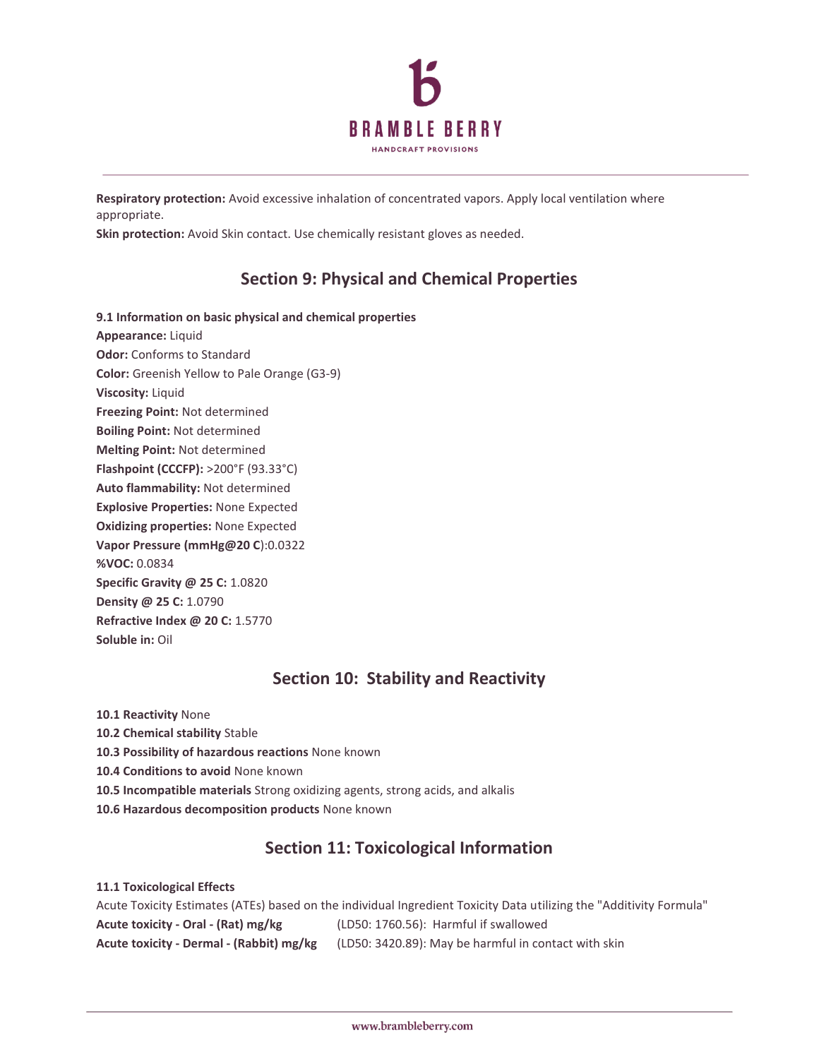**Respiratory protection:** Avoid excessive inhalation of concentrated vapors. Apply local ventilation where appropriate.
**Skin protection:** Avoid Skin contact. Use chemically resistant gloves as needed.

## Section 9: Physical and Chemical Properties

**9.1 Information on basic physical and chemical properties**
**Appearance:** Liquid
**Odor:** Conforms to Standard
**Color:** Greenish Yellow to Pale Orange (G3-9)
**Viscosity:** Liquid
**Freezing Point:** Not determined
**Boiling Point:** Not determined
**Melting Point:** Not determined
**Flashpoint (CCCFP):** >200°F (93.33°C)
**Auto flammability:** Not determined
**Explosive Properties:** None Expected
**Oxidizing properties:** None Expected
**Vapor Pressure (mmHg@20 C**):0.0322
**%VOC:** 0.0834
**Specific Gravity @ 25 C:** 1.0820
**Density @ 25 C:** 1.0790
**Refractive Index @ 20 C:** 1.5770
**Soluble in:** Oil

## Section 10: Stability and Reactivity

**10.1 Reactivity** None
**10.2 Chemical stability** Stable
**10.3 Possibility of hazardous reactions** None known
**10.4 Conditions to avoid** None known
**10.5 Incompatible materials** Strong oxidizing agents, strong acids, and alkalis
**10.6 Hazardous decomposition products** None known

## Section 11: Toxicological Information

**11.1 Toxicological Effects**
Acute Toxicity Estimates (ATEs) based on the individual Ingredient Toxicity Data utilizing the "Additivity Formula"

| | |
|---|---|
| **Acute toxicity - Oral - (Rat) mg/kg** | (LD50: 1760.56): Harmful if swallowed |
| **Acute toxicity - Dermal - (Rabbit) mg/kg** | (LD50: 3420.89): May be harmful in contact with skin |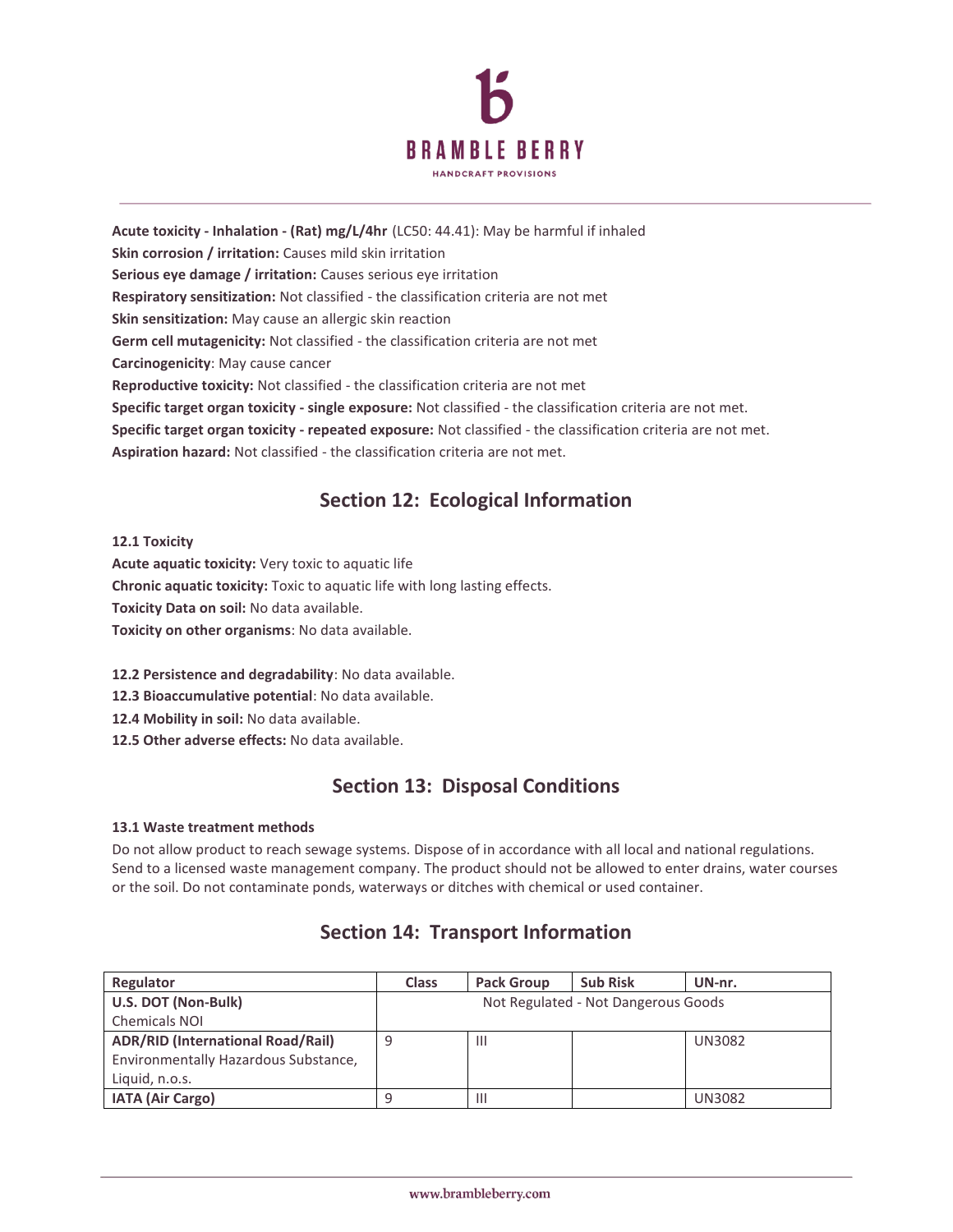**Acute toxicity - Inhalation - (Rat) mg/L/4hr** (LC50: 44.41): May be harmful if inhaled
**Skin corrosion / irritation:** Causes mild skin irritation
**Serious eye damage / irritation:** Causes serious eye irritation
**Respiratory sensitization:** Not classified - the classification criteria are not met
**Skin sensitization:** May cause an allergic skin reaction
**Germ cell mutagenicity:** Not classified - the classification criteria are not met
**Carcinogenicity**: May cause cancer
**Reproductive toxicity:** Not classified - the classification criteria are not met
**Specific target organ toxicity - single exposure:** Not classified - the classification criteria are not met.
**Specific target organ toxicity - repeated exposure:** Not classified - the classification criteria are not met.
**Aspiration hazard:** Not classified - the classification criteria are not met.

## Section 12: Ecological Information

**12.1 Toxicity**
**Acute aquatic toxicity:** Very toxic to aquatic life
**Chronic aquatic toxicity:** Toxic to aquatic life with long lasting effects.
**Toxicity Data on soil:** No data available.
**Toxicity on other organisms**: No data available.

**12.2 Persistence and degradability**: No data available.
**12.3 Bioaccumulative potential**: No data available.
**12.4 Mobility in soil:** No data available.
**12.5 Other adverse effects:** No data available.

## Section 13: Disposal Conditions

**13.1 Waste treatment methods**

Do not allow product to reach sewage systems. Dispose of in accordance with all local and national regulations. Send to a licensed waste management company. The product should not be allowed to enter drains, water courses or the soil. Do not contaminate ponds, waterways or ditches with chemical or used container.

## Section 14: Transport Information

| Regulator | Class | Pack Group | Sub Risk | UN-nr. |
|---|---|---|---|---|
| **U.S. DOT (Non-Bulk)** Chemicals NOI | Not Regulated - Not Dangerous Goods | | | |
| **ADR/RID (International Road/Rail)** Environmentally Hazardous Substance, Liquid, n.o.s. | 9 | III | | UN3082 |
| **IATA (Air Cargo)** | 9 | III | | UN3082 |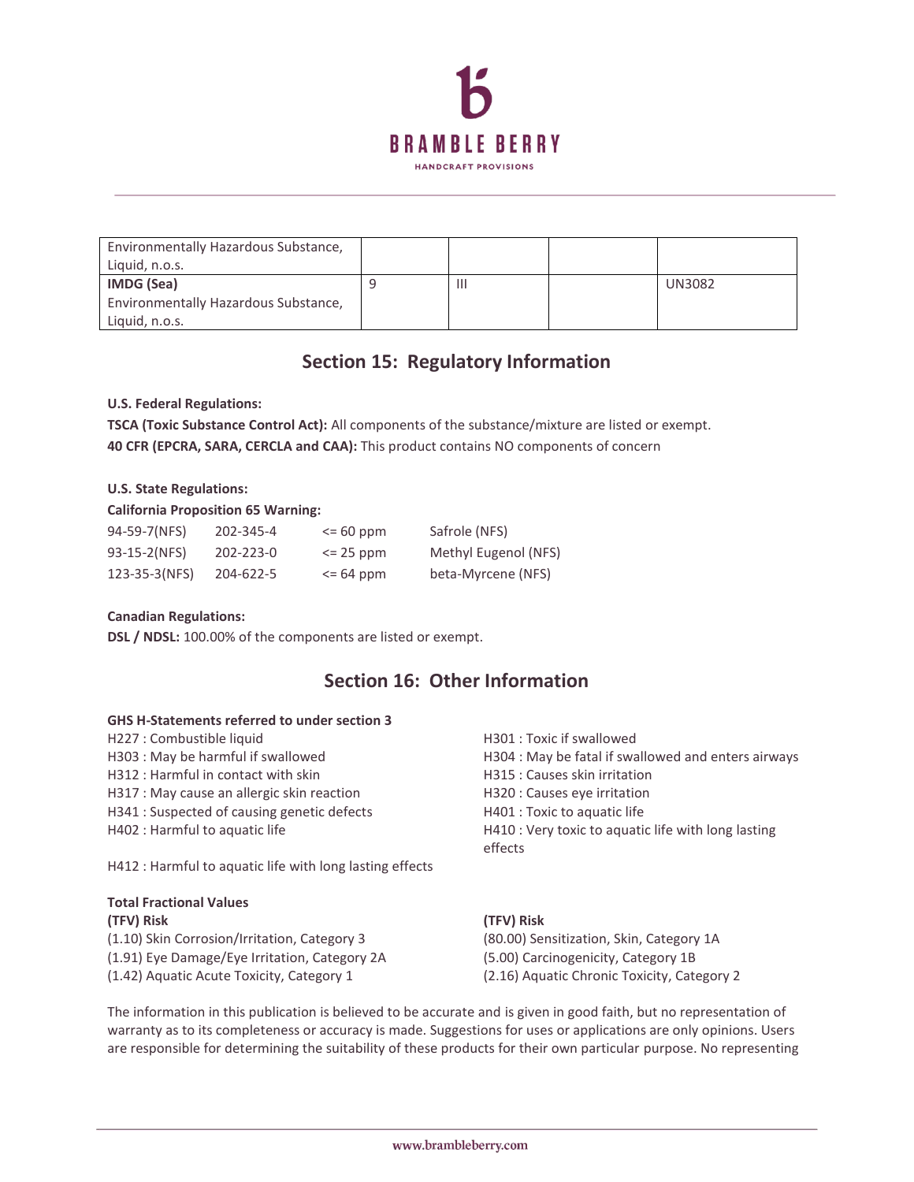| | | | | |
|---|---|---|---|---|
| Environmentally Hazardous Substance, Liquid, n.o.s. | | | | |
| **IMDG (Sea)** Environmentally Hazardous Substance, Liquid, n.o.s. | 9 | III | | UN3082 |

## Section 15: Regulatory Information

**U.S. Federal Regulations:**

**TSCA (Toxic Substance Control Act):** All components of the substance/mixture are listed or exempt.

**40 CFR (EPCRA, SARA, CERCLA and CAA):** This product contains NO components of concern

**U.S. State Regulations:**

**California Proposition 65 Warning:**

| | | | |
|---|---|---|---|
| 94-59-7(NFS) | 202-345-4 | <= 60 ppm | Safrole (NFS) |
| 93-15-2(NFS) | 202-223-0 | <= 25 ppm | Methyl Eugenol (NFS) |
| 123-35-3(NFS) | 204-622-5 | <= 64 ppm | beta-Myrcene (NFS) |

**Canadian Regulations:**

**DSL / NDSL:** 100.00% of the components are listed or exempt.

## Section 16: Other Information

**GHS H-Statements referred to under section 3**

H227 : Combustible liquid
H303 : May be harmful if swallowed
H312 : Harmful in contact with skin
H317 : May cause an allergic skin reaction
H341 : Suspected of causing genetic defects
H402 : Harmful to aquatic life
H412 : Harmful to aquatic life with long lasting effects
H301 : Toxic if swallowed
H304 : May be fatal if swallowed and enters airways
H315 : Causes skin irritation
H320 : Causes eye irritation
H401 : Toxic to aquatic life
H410 : Very toxic to aquatic life with long lasting effects

**Total Fractional Values**

**(TFV) Risk**
(1.10) Skin Corrosion/Irritation, Category 3
(1.91) Eye Damage/Eye Irritation, Category 2A
(1.42) Aquatic Acute Toxicity, Category 1

**(TFV) Risk**
(80.00) Sensitization, Skin, Category 1A
(5.00) Carcinogenicity, Category 1B
(2.16) Aquatic Chronic Toxicity, Category 2

The information in this publication is believed to be accurate and is given in good faith, but no representation of warranty as to its completeness or accuracy is made. Suggestions for uses or applications are only opinions. Users are responsible for determining the suitability of these products for their own particular purpose. No representing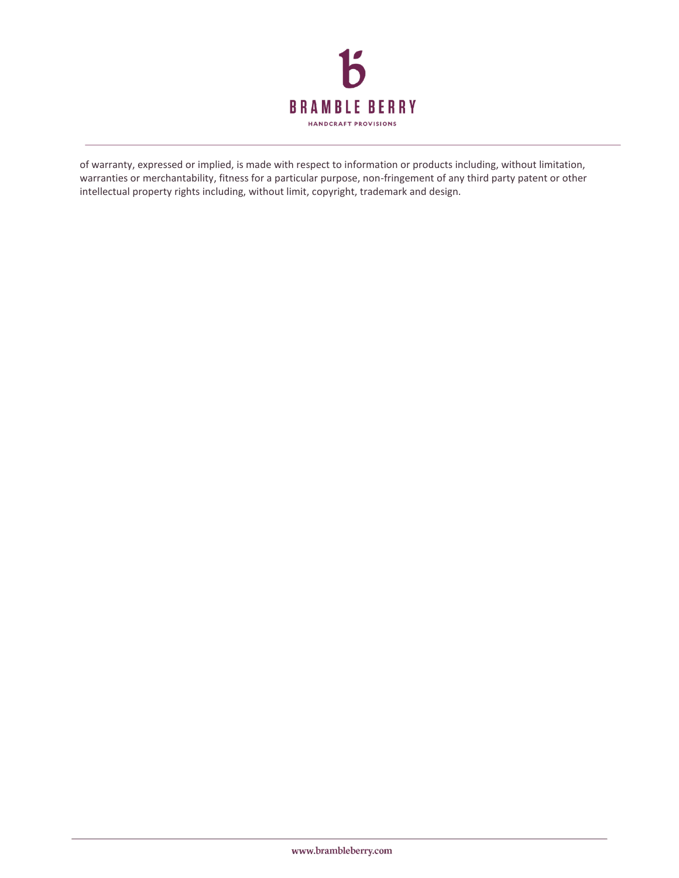of warranty, expressed or implied, is made with respect to information or products including, without limitation, warranties or merchantability, fitness for a particular purpose, non-fringement of any third party patent or other intellectual property rights including, without limit, copyright, trademark and design.